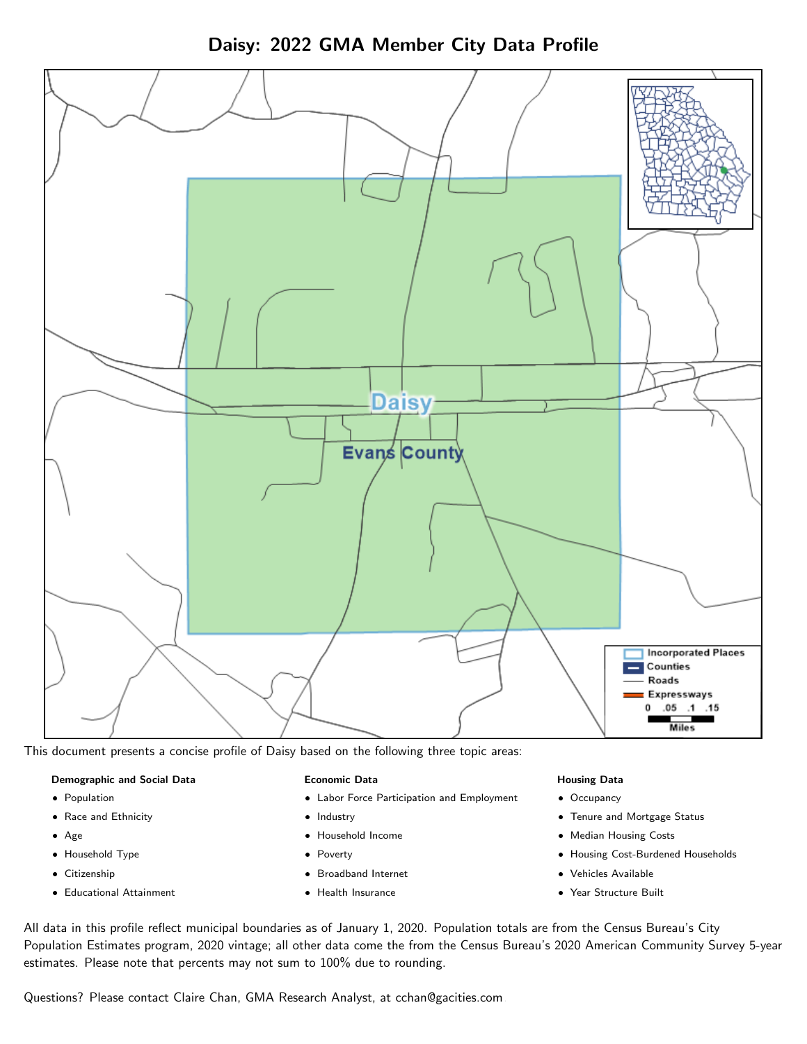# Daisy: 2022 GMA Member City Data Profile

This document presents a concise profile of Daisy based on the following three topic areas:

**Demographic and Social Data**

- Population
- Race and Ethnicity
- Age
- Household Type
- Citizenship
- Educational Attainment

**Economic Data**

- Labor Force Participation and Employment
- Industry
- Household Income
- Poverty
- Broadband Internet
- Health Insurance

**Housing Data**

- Occupancy
- Tenure and Mortgage Status
- Median Housing Costs
- Housing Cost-Burdened Households
- Vehicles Available
- Year Structure Built

All data in this profile reflect municipal boundaries as of January 1, 2020. Population totals are from the Census Bureau's City Population Estimates program, 2020 vintage; all other data come the from the Census Bureau's 2020 American Community Survey 5-year estimates. Please note that percents may not sum to 100% due to rounding.

Questions? Please contact Claire Chan, GMA Research Analyst, at cchan@gacities.com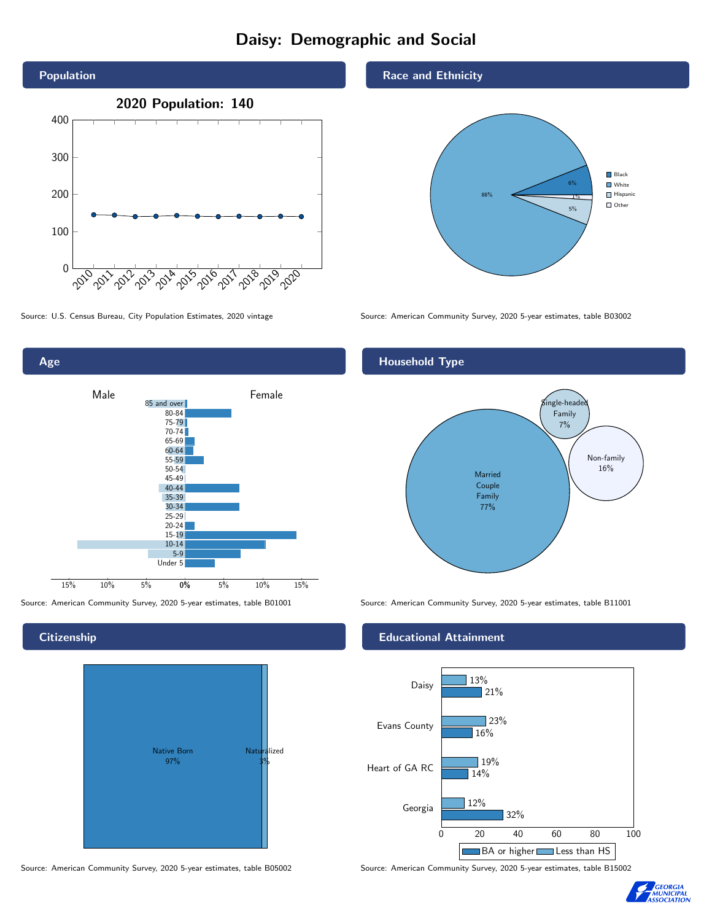# Daisy: Demographic and Social

## Population

**2020 Population: 140**

Source: U.S. Census Bureau, City Population Estimates, 2020 vintage

## Race and Ethnicity

| Group | Percent |
| --- | --- |
| Black | 6% |
| White | 88% |
| Hispanic | 5% |
| Other | 1% |

Source: American Community Survey, 2020 5-year estimates, table B03002

## Age

Source: American Community Survey, 2020 5-year estimates, table B01001

## Household Type

| Type | Percent |
| --- | --- |
| Married Couple Family | 77% |
| Single-headed Family | 7% |
| Non-family | 16% |

Source: American Community Survey, 2020 5-year estimates, table B11001

## Citizenship

| Status | Percent |
| --- | --- |
| Native Born | 97% |
| Naturalized | 3% |

Source: American Community Survey, 2020 5-year estimates, table B05002

## Educational Attainment

| Area | Less than HS | BA or higher |
| --- | --- | --- |
| Daisy | 13% | 21% |
| Evans County | 23% | 16% |
| Heart of GA RC | 19% | 14% |
| Georgia | 12% | 32% |

Source: American Community Survey, 2020 5-year estimates, table B15002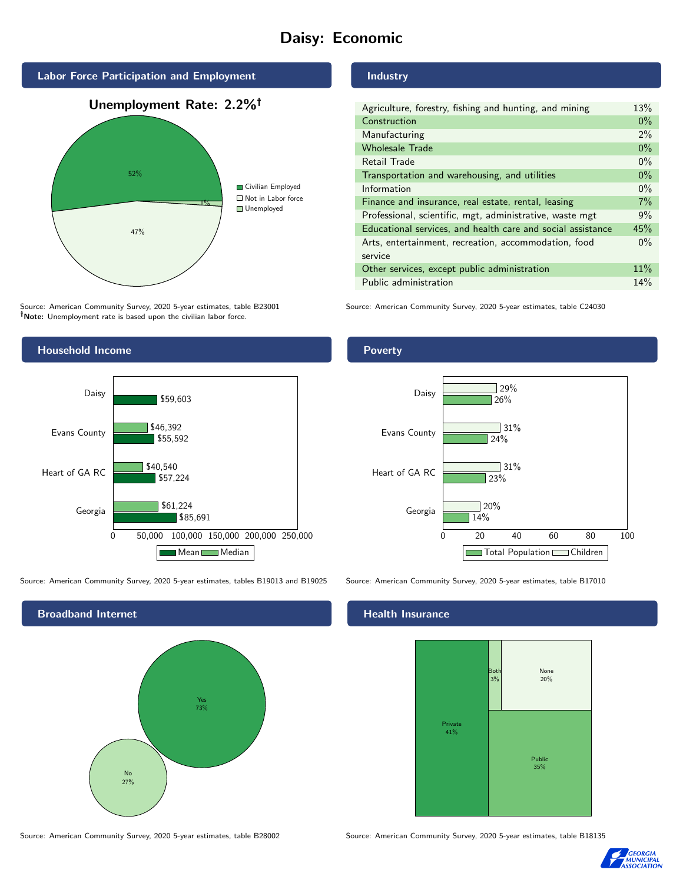# Daisy: Economic

## Labor Force Participation and Employment

**Unemployment Rate: 2.2%†**

| Category | Percent |
|---|---|
| Civilian Employed | 52% |
| Not in Labor force | 47% |
| Unemployed | 1% |

Source: American Community Survey, 2020 5-year estimates, table B23001
**†Note:** Unemployment rate is based upon the civilian labor force.

## Industry

| Industry | Percent |
|---|---|
| Agriculture, forestry, fishing and hunting, and mining | 13% |
| Construction | 0% |
| Manufacturing | 2% |
| Wholesale Trade | 0% |
| Retail Trade | 0% |
| Transportation and warehousing, and utilities | 0% |
| Information | 0% |
| Finance and insurance, real estate, rental, leasing | 7% |
| Professional, scientific, mgt, administrative, waste mgt | 9% |
| Educational services, and health care and social assistance | 45% |
| Arts, entertainment, recreation, accommodation, food service | 0% |
| Other services, except public administration | 11% |
| Public administration | 14% |

Source: American Community Survey, 2020 5-year estimates, table C24030

## Household Income

| | Mean | Median |
|---|---|---|
| Daisy | $59,603 | |
| Evans County | $55,592 | $46,392 |
| Heart of GA RC | $57,224 | $40,540 |
| Georgia | $85,691 | $61,224 |

Source: American Community Survey, 2020 5-year estimates, tables B19013 and B19025

## Poverty

| | Children | Total Population |
|---|---|---|
| Daisy | 29% | 26% |
| Evans County | 31% | 24% |
| Heart of GA RC | 31% | 23% |
| Georgia | 20% | 14% |

Source: American Community Survey, 2020 5-year estimates, table B17010

## Broadband Internet

| | Percent |
|---|---|
| Yes | 73% |
| No | 27% |

Source: American Community Survey, 2020 5-year estimates, table B28002

## Health Insurance

| | Percent |
|---|---|
| Private | 41% |
| Both | 3% |
| None | 20% |
| Public | 35% |

Source: American Community Survey, 2020 5-year estimates, table B18135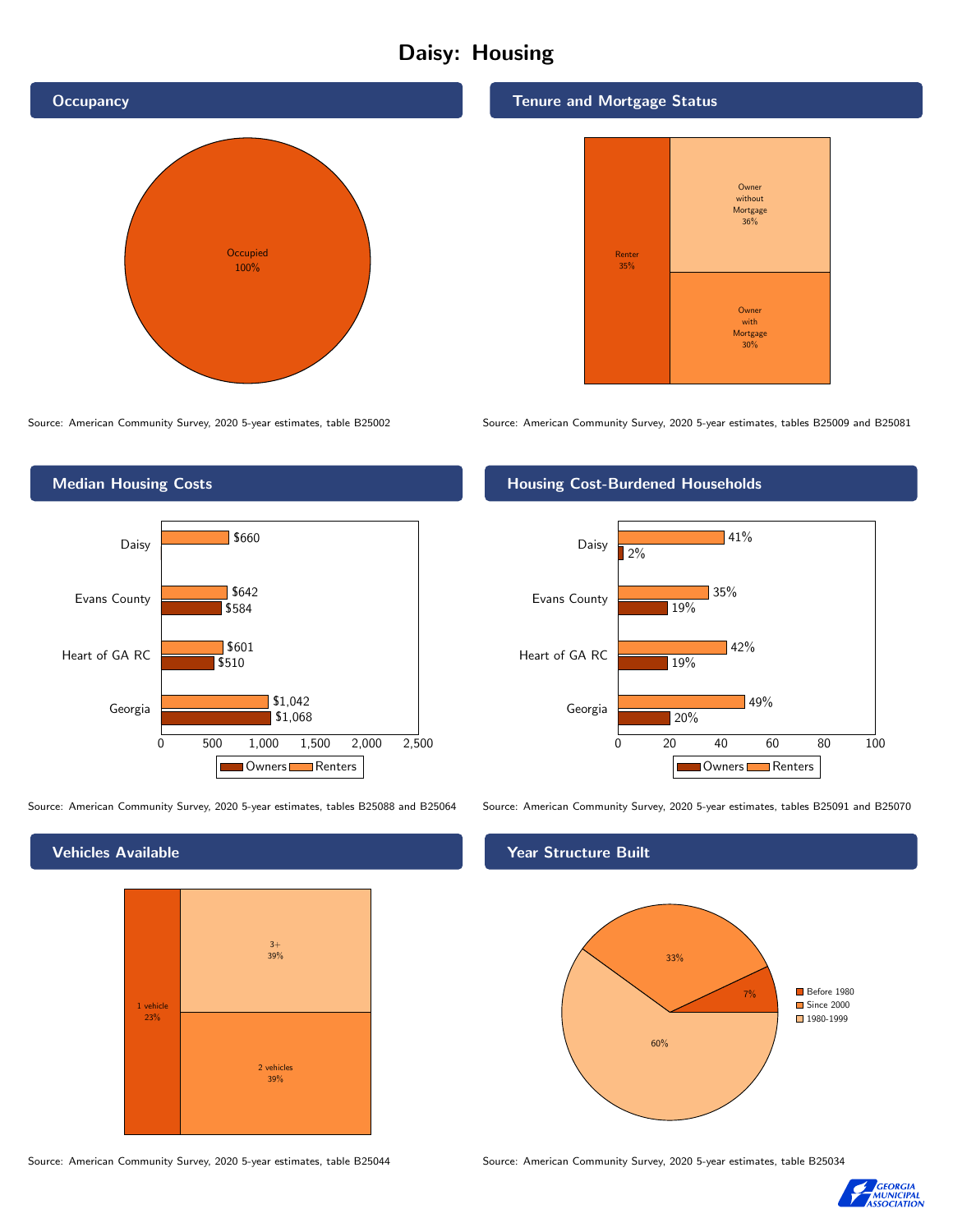# Daisy: Housing

## Occupancy

Occupied
100%

Source: American Community Survey, 2020 5-year estimates, table B25002

## Tenure and Mortgage Status

Renter
35%

Owner
without
Mortgage
36%

Owner
with
Mortgage
30%

Source: American Community Survey, 2020 5-year estimates, tables B25009 and B25081

## Median Housing Costs

Daisy
$660

Evans County
$642
$584

Heart of GA RC
$601
$510

Georgia
$1,042
$1,068

0 500 1,000 1,500 2,000 2,500

Owners Renters

Source: American Community Survey, 2020 5-year estimates, tables B25088 and B25064

## Housing Cost-Burdened Households

Daisy
41%
2%

Evans County
35%
19%

Heart of GA RC
42%
19%

Georgia
49%
20%

0 20 40 60 80 100

Owners Renters

Source: American Community Survey, 2020 5-year estimates, tables B25091 and B25070

## Vehicles Available

1 vehicle
23%

3+
39%

2 vehicles
39%

Source: American Community Survey, 2020 5-year estimates, table B25044

## Year Structure Built

33%
7%
60%

Before 1980
Since 2000
1980-1999

Source: American Community Survey, 2020 5-year estimates, table B25034